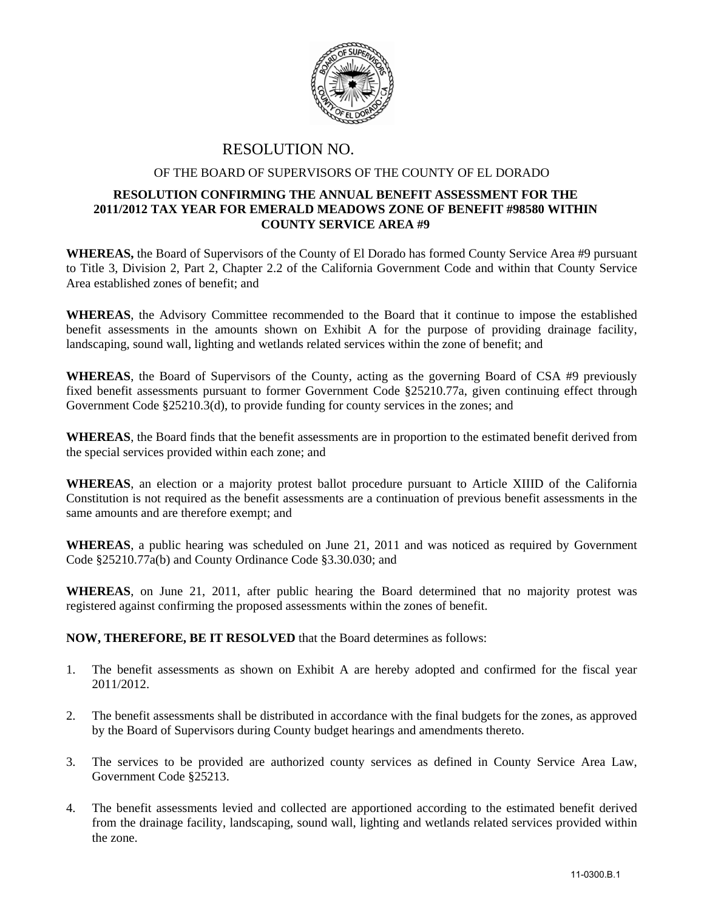# RESOLUTION NO.

OF THE BOARD OF SUPERVISORS OF THE COUNTY OF EL DORADO

**RESOLUTION CONFIRMING THE ANNUAL BENEFIT ASSESSMENT FOR THE 2011/2012 TAX YEAR FOR EMERALD MEADOWS ZONE OF BENEFIT #98580 WITHIN COUNTY SERVICE AREA #9**

**WHEREAS,** the Board of Supervisors of the County of El Dorado has formed County Service Area #9 pursuant to Title 3, Division 2, Part 2, Chapter 2.2 of the California Government Code and within that County Service Area established zones of benefit; and

**WHEREAS**, the Advisory Committee recommended to the Board that it continue to impose the established benefit assessments in the amounts shown on Exhibit A for the purpose of providing drainage facility, landscaping, sound wall, lighting and wetlands related services within the zone of benefit; and

**WHEREAS**, the Board of Supervisors of the County, acting as the governing Board of CSA #9 previously fixed benefit assessments pursuant to former Government Code §25210.77a, given continuing effect through Government Code §25210.3(d), to provide funding for county services in the zones; and

**WHEREAS**, the Board finds that the benefit assessments are in proportion to the estimated benefit derived from the special services provided within each zone; and

**WHEREAS**, an election or a majority protest ballot procedure pursuant to Article XIIID of the California Constitution is not required as the benefit assessments are a continuation of previous benefit assessments in the same amounts and are therefore exempt; and

**WHEREAS**, a public hearing was scheduled on June 21, 2011 and was noticed as required by Government Code §25210.77a(b) and County Ordinance Code §3.30.030; and

**WHEREAS**, on June 21, 2011, after public hearing the Board determined that no majority protest was registered against confirming the proposed assessments within the zones of benefit.

**NOW, THEREFORE, BE IT RESOLVED** that the Board determines as follows:

1. The benefit assessments as shown on Exhibit A are hereby adopted and confirmed for the fiscal year 2011/2012.

2. The benefit assessments shall be distributed in accordance with the final budgets for the zones, as approved by the Board of Supervisors during County budget hearings and amendments thereto.

3. The services to be provided are authorized county services as defined in County Service Area Law, Government Code §25213.

4. The benefit assessments levied and collected are apportioned according to the estimated benefit derived from the drainage facility, landscaping, sound wall, lighting and wetlands related services provided within the zone.

11-0300.B.1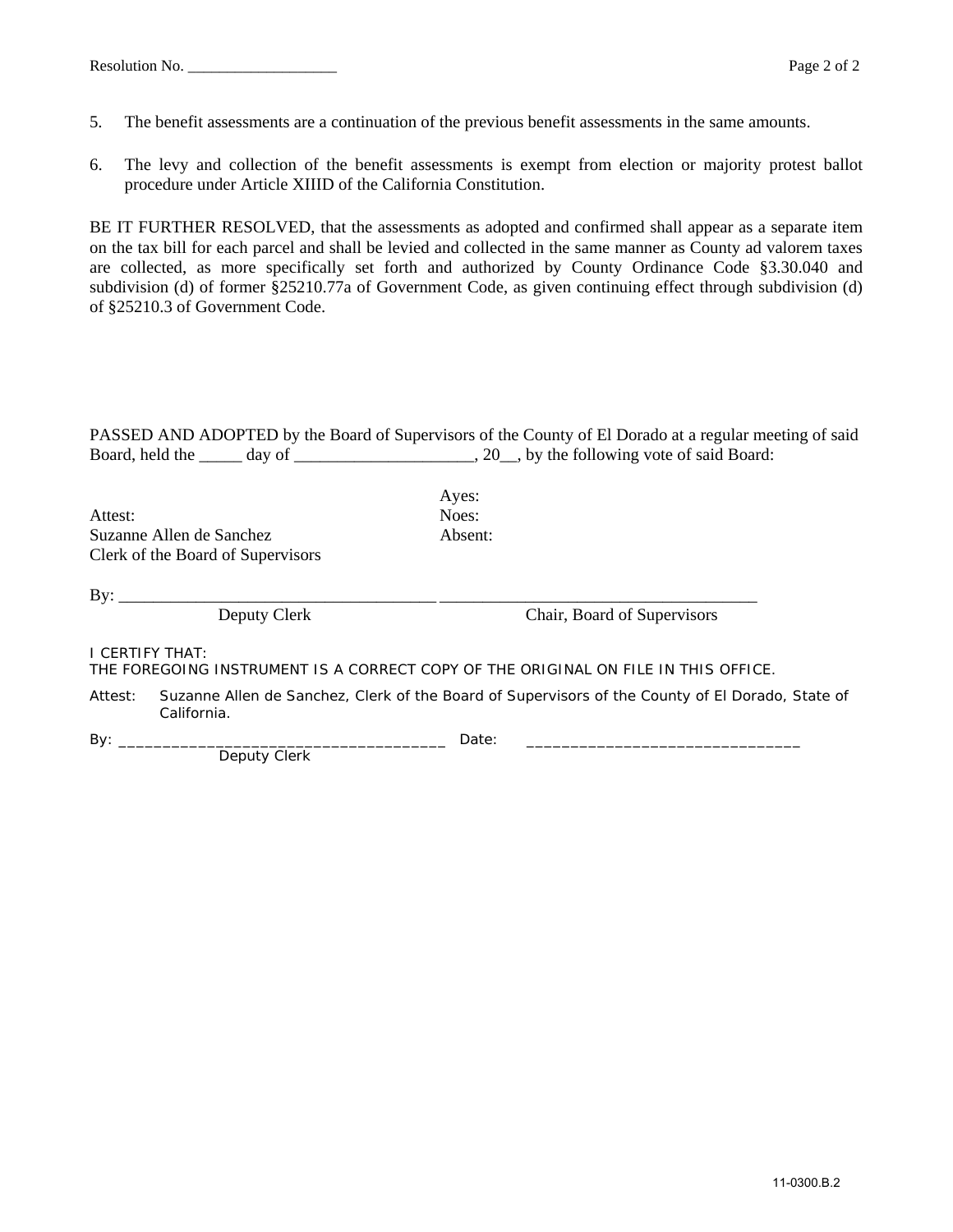5. The benefit assessments are a continuation of the previous benefit assessments in the same amounts.

6. The levy and collection of the benefit assessments is exempt from election or majority protest ballot procedure under Article XIIID of the California Constitution.

BE IT FURTHER RESOLVED, that the assessments as adopted and confirmed shall appear as a separate item on the tax bill for each parcel and shall be levied and collected in the same manner as County ad valorem taxes are collected, as more specifically set forth and authorized by County Ordinance Code §3.30.040 and subdivision (d) of former §25210.77a of Government Code, as given continuing effect through subdivision (d) of §25210.3 of Government Code.

PASSED AND ADOPTED by the Board of Supervisors of the County of El Dorado at a regular meeting of said Board, held the _____ day of _____________________, 20__, by the following vote of said Board:

Ayes:
Noes:
Absent:

Attest:
Suzanne Allen de Sanchez
Clerk of the Board of Supervisors

By: ______________________________________
Deputy Clerk

______________________________________
Chair, Board of Supervisors

I CERTIFY THAT:
THE FOREGOING INSTRUMENT IS A CORRECT COPY OF THE ORIGINAL ON FILE IN THIS OFFICE.

Attest: Suzanne Allen de Sanchez, Clerk of the Board of Supervisors of the County of El Dorado, State of California.

By: ____________________________________ Date: ______________________________
Deputy Clerk

11-0300.B.2